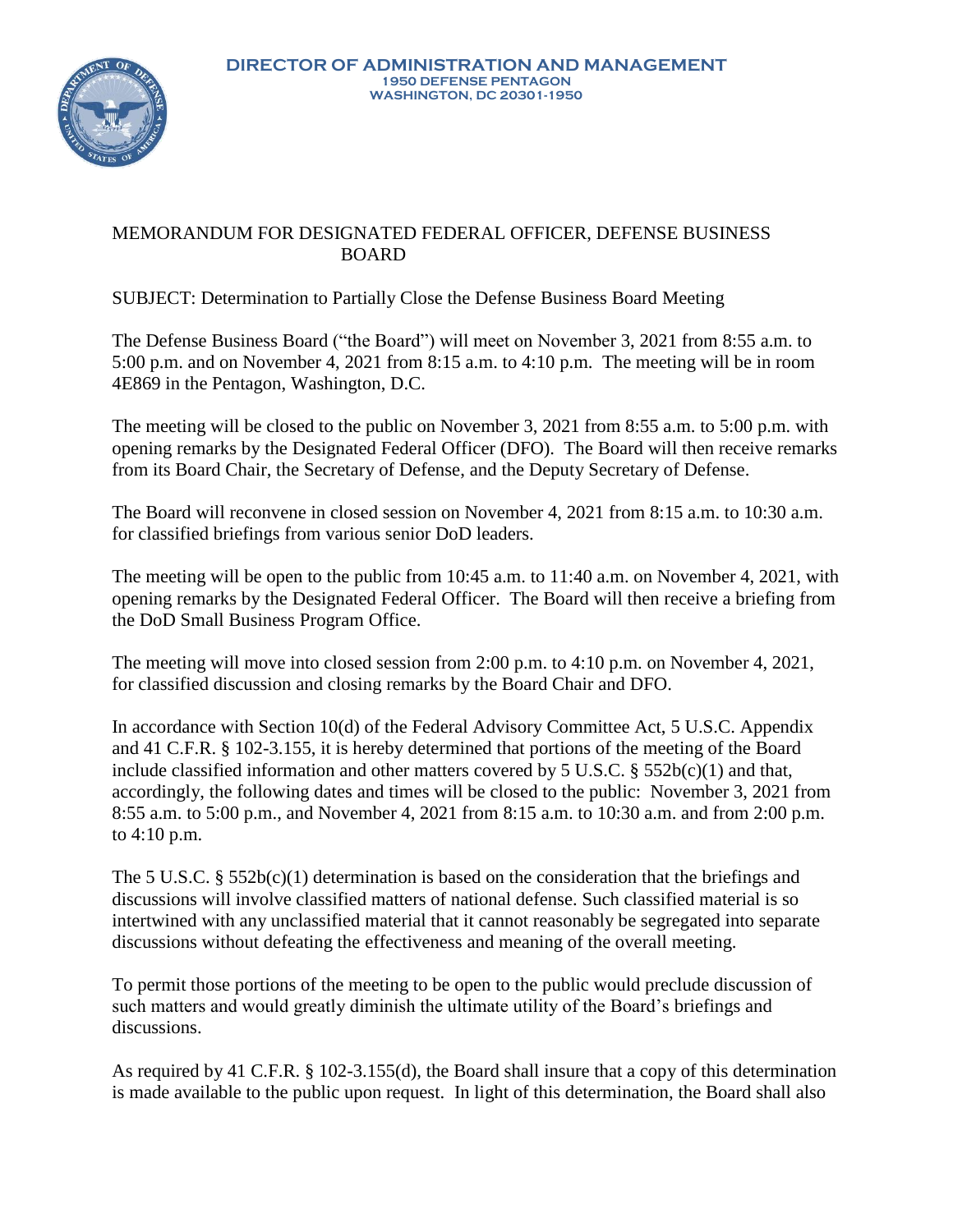**DIRECTOR OF ADMINISTRATION AND MANAGEMENT**
**1950 DEFENSE PENTAGON**
**WASHINGTON, DC 20301-1950**

MEMORANDUM FOR DESIGNATED FEDERAL OFFICER, DEFENSE BUSINESS BOARD

SUBJECT: Determination to Partially Close the Defense Business Board Meeting

The Defense Business Board ("the Board") will meet on November 3, 2021 from 8:55 a.m. to 5:00 p.m. and on November 4, 2021 from 8:15 a.m. to 4:10 p.m. The meeting will be in room 4E869 in the Pentagon, Washington, D.C.

The meeting will be closed to the public on November 3, 2021 from 8:55 a.m. to 5:00 p.m. with opening remarks by the Designated Federal Officer (DFO). The Board will then receive remarks from its Board Chair, the Secretary of Defense, and the Deputy Secretary of Defense.

The Board will reconvene in closed session on November 4, 2021 from 8:15 a.m. to 10:30 a.m. for classified briefings from various senior DoD leaders.

The meeting will be open to the public from 10:45 a.m. to 11:40 a.m. on November 4, 2021, with opening remarks by the Designated Federal Officer. The Board will then receive a briefing from the DoD Small Business Program Office.

The meeting will move into closed session from 2:00 p.m. to 4:10 p.m. on November 4, 2021, for classified discussion and closing remarks by the Board Chair and DFO.

In accordance with Section 10(d) of the Federal Advisory Committee Act, 5 U.S.C. Appendix and 41 C.F.R. § 102-3.155, it is hereby determined that portions of the meeting of the Board include classified information and other matters covered by 5 U.S.C. § 552b(c)(1) and that, accordingly, the following dates and times will be closed to the public: November 3, 2021 from 8:55 a.m. to 5:00 p.m., and November 4, 2021 from 8:15 a.m. to 10:30 a.m. and from 2:00 p.m. to 4:10 p.m.

The 5 U.S.C. § 552b(c)(1) determination is based on the consideration that the briefings and discussions will involve classified matters of national defense. Such classified material is so intertwined with any unclassified material that it cannot reasonably be segregated into separate discussions without defeating the effectiveness and meaning of the overall meeting.

To permit those portions of the meeting to be open to the public would preclude discussion of such matters and would greatly diminish the ultimate utility of the Board's briefings and discussions.

As required by 41 C.F.R. § 102-3.155(d), the Board shall insure that a copy of this determination is made available to the public upon request. In light of this determination, the Board shall also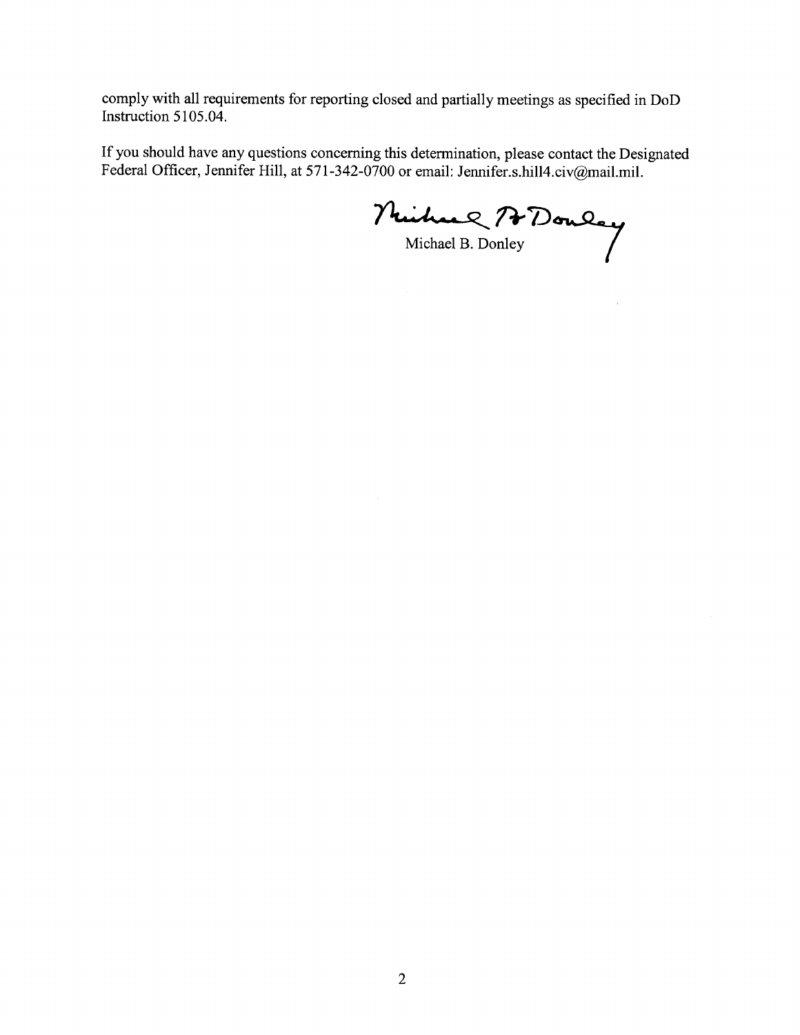comply with all requirements for reporting closed and partially meetings as specified in DoD Instruction 5105.04.

If you should have any questions concerning this determination, please contact the Designated Federal Officer, Jennifer Hill, at 571-342-0700 or email: Jennifer.s.hill4.civ@mail.mil.

Michael B. Donley